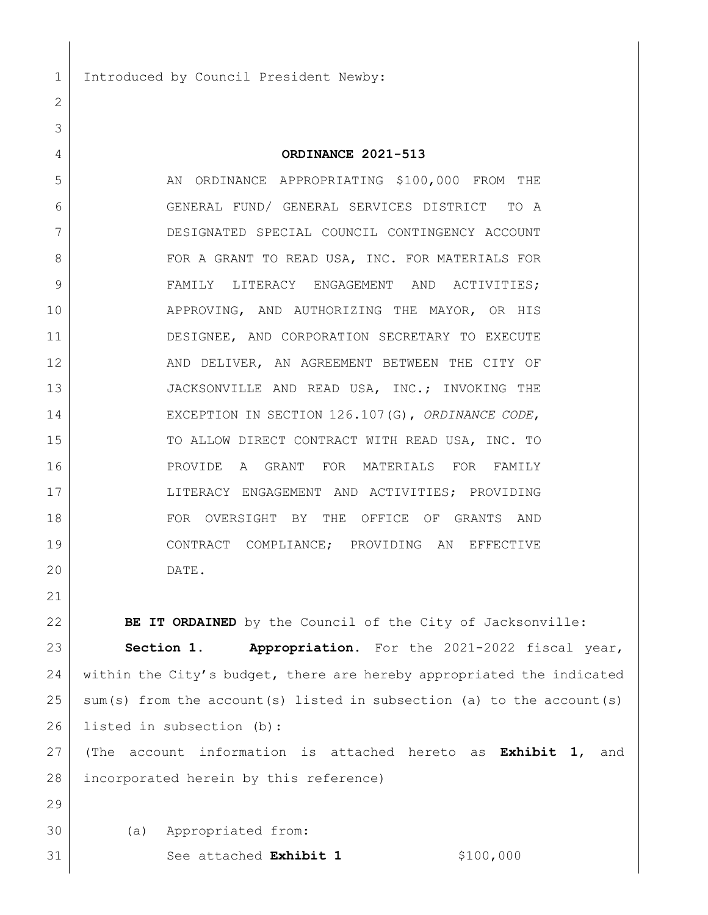Introduced by Council President Newby:

# ORDINANCE 2021-513

AN ORDINANCE APPROPRIATING $100,000 FROM THE GENERAL FUND/ GENERAL SERVICES DISTRICT TO A DESIGNATED SPECIAL COUNCIL CONTINGENCY ACCOUNT FOR A GRANT TO READ USA, INC. FOR MATERIALS FOR FAMILY LITERACY ENGAGEMENT AND ACTIVITIES; APPROVING, AND AUTHORIZING THE MAYOR, OR HIS DESIGNEE, AND CORPORATION SECRETARY TO EXECUTE AND DELIVER, AN AGREEMENT BETWEEN THE CITY OF JACKSONVILLE AND READ USA, INC.; INVOKING THE EXCEPTION IN SECTION 126.107(G), *ORDINANCE CODE*, TO ALLOW DIRECT CONTRACT WITH READ USA, INC. TO PROVIDE A GRANT FOR MATERIALS FOR FAMILY LITERACY ENGAGEMENT AND ACTIVITIES; PROVIDING FOR OVERSIGHT BY THE OFFICE OF GRANTS AND CONTRACT COMPLIANCE; PROVIDING AN EFFECTIVE DATE.

**BE IT ORDAINED** by the Council of the City of Jacksonville:

**Section 1. Appropriation.** For the 2021-2022 fiscal year, within the City's budget, there are hereby appropriated the indicated sum(s) from the account(s) listed in subsection (a) to the account(s) listed in subsection (b):

(The account information is attached hereto as **Exhibit 1**, and incorporated herein by this reference)

(a) Appropriated from:

See attached **Exhibit 1** $100,000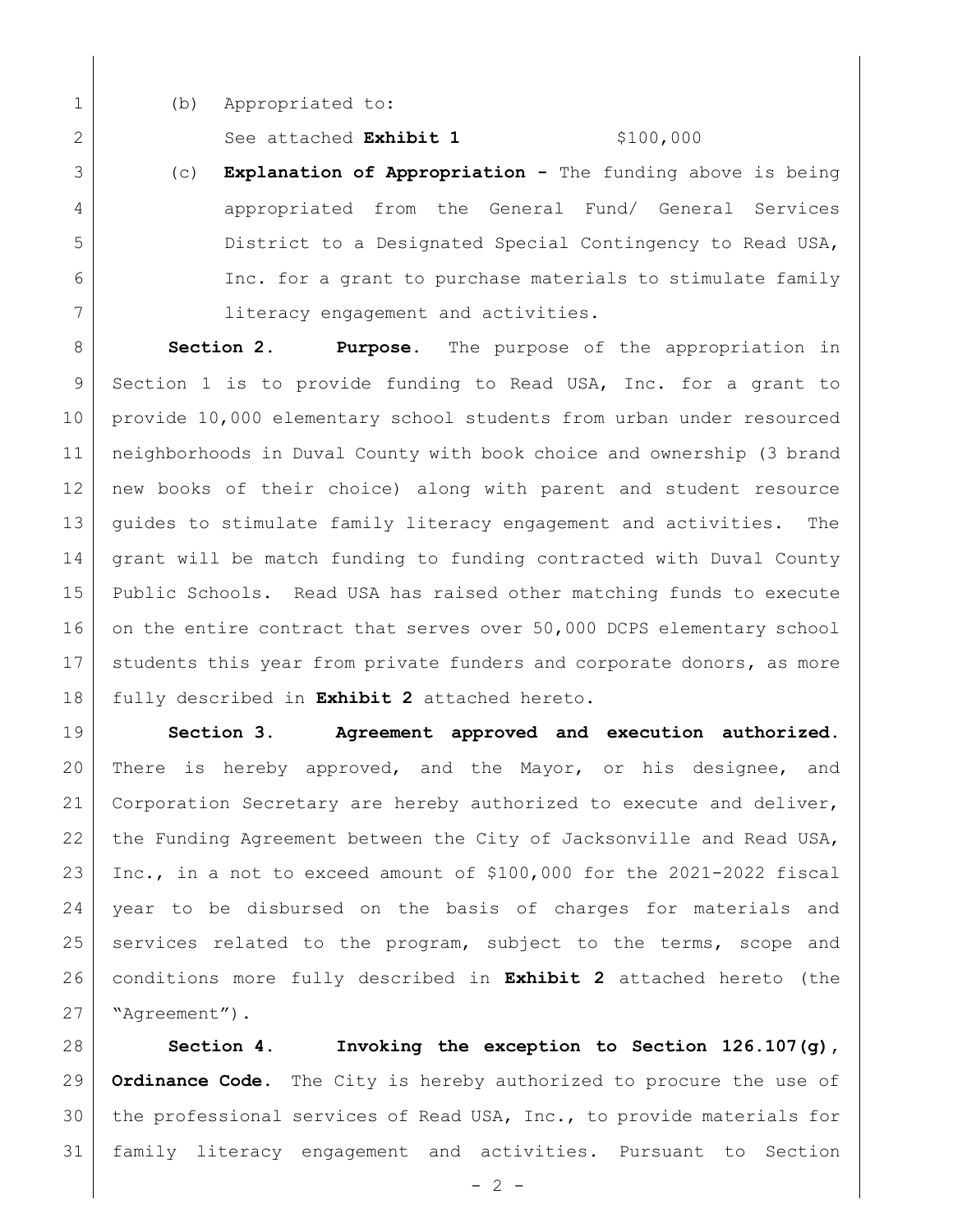(b) Appropriated to:

See attached **Exhibit 1** $100,000

(c) **Explanation of Appropriation -** The funding above is being appropriated from the General Fund/ General Services District to a Designated Special Contingency to Read USA, Inc. for a grant to purchase materials to stimulate family literacy engagement and activities.

**Section 2. Purpose.** The purpose of the appropriation in Section 1 is to provide funding to Read USA, Inc. for a grant to provide 10,000 elementary school students from urban under resourced neighborhoods in Duval County with book choice and ownership (3 brand new books of their choice) along with parent and student resource guides to stimulate family literacy engagement and activities. The grant will be match funding to funding contracted with Duval County Public Schools. Read USA has raised other matching funds to execute on the entire contract that serves over 50,000 DCPS elementary school students this year from private funders and corporate donors, as more fully described in **Exhibit 2** attached hereto.

**Section 3. Agreement approved and execution authorized.** There is hereby approved, and the Mayor, or his designee, and Corporation Secretary are hereby authorized to execute and deliver, the Funding Agreement between the City of Jacksonville and Read USA, Inc., in a not to exceed amount of $100,000 for the 2021-2022 fiscal year to be disbursed on the basis of charges for materials and services related to the program, subject to the terms, scope and conditions more fully described in **Exhibit 2** attached hereto (the "Agreement").

**Section 4. Invoking the exception to Section 126.107(g), Ordinance Code.** The City is hereby authorized to procure the use of the professional services of Read USA, Inc., to provide materials for family literacy engagement and activities. Pursuant to Section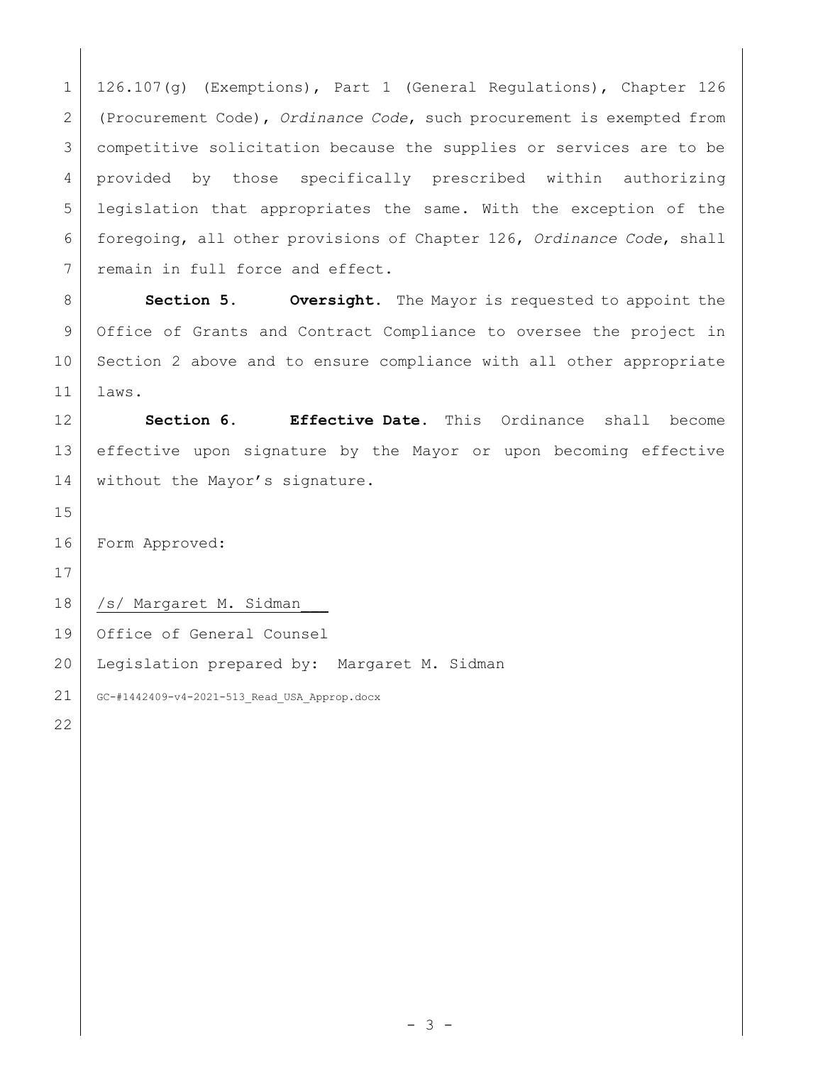126.107(g) (Exemptions), Part 1 (General Regulations), Chapter 126 (Procurement Code), *Ordinance Code*, such procurement is exempted from competitive solicitation because the supplies or services are to be provided by those specifically prescribed within authorizing legislation that appropriates the same. With the exception of the foregoing, all other provisions of Chapter 126, *Ordinance Code*, shall remain in full force and effect.

**Section 5. Oversight.** The Mayor is requested to appoint the Office of Grants and Contract Compliance to oversee the project in Section 2 above and to ensure compliance with all other appropriate laws.

**Section 6. Effective Date.** This Ordinance shall become effective upon signature by the Mayor or upon becoming effective without the Mayor's signature.

Form Approved:

/s/ Margaret M. Sidman

Office of General Counsel

Legislation prepared by: Margaret M. Sidman

GC-#1442409-v4-2021-513_Read_USA_Approp.docx